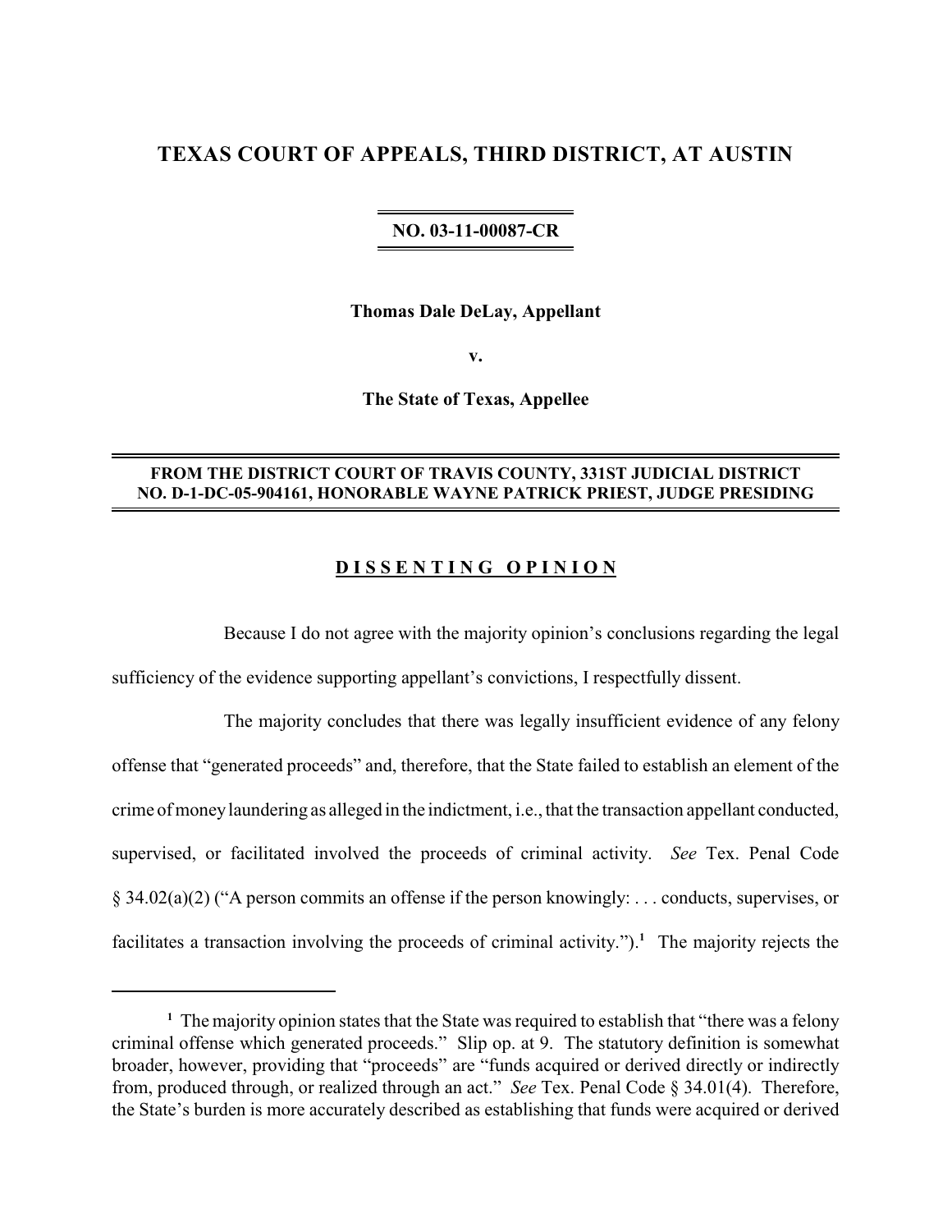# TEXAS COURT OF APPEALS, THIRD DISTRICT, AT AUSTIN

**NO. 03-11-00087-CR**

**Thomas Dale DeLay, Appellant**

**v.**

**The State of Texas, Appellee**

**FROM THE DISTRICT COURT OF TRAVIS COUNTY, 331ST JUDICIAL DISTRICT NO. D-1-DC-05-904161, HONORABLE WAYNE PATRICK PRIEST, JUDGE PRESIDING**

## D I S S E N T I N G  O P I N I O N

Because I do not agree with the majority opinion's conclusions regarding the legal sufficiency of the evidence supporting appellant's convictions, I respectfully dissent.

The majority concludes that there was legally insufficient evidence of any felony offense that "generated proceeds" and, therefore, that the State failed to establish an element of the crime of money laundering as alleged in the indictment, i.e., that the transaction appellant conducted, supervised, or facilitated involved the proceeds of criminal activity. *See* Tex. Penal Code § 34.02(a)(2) ("A person commits an offense if the person knowingly: . . . conducts, supervises, or facilitates a transaction involving the proceeds of criminal activity.").[1] The majority rejects the

[1] The majority opinion states that the State was required to establish that "there was a felony criminal offense which generated proceeds." Slip op. at 9. The statutory definition is somewhat broader, however, providing that "proceeds" are "funds acquired or derived directly or indirectly from, produced through, or realized through an act." *See* Tex. Penal Code § 34.01(4). Therefore, the State's burden is more accurately described as establishing that funds were acquired or derived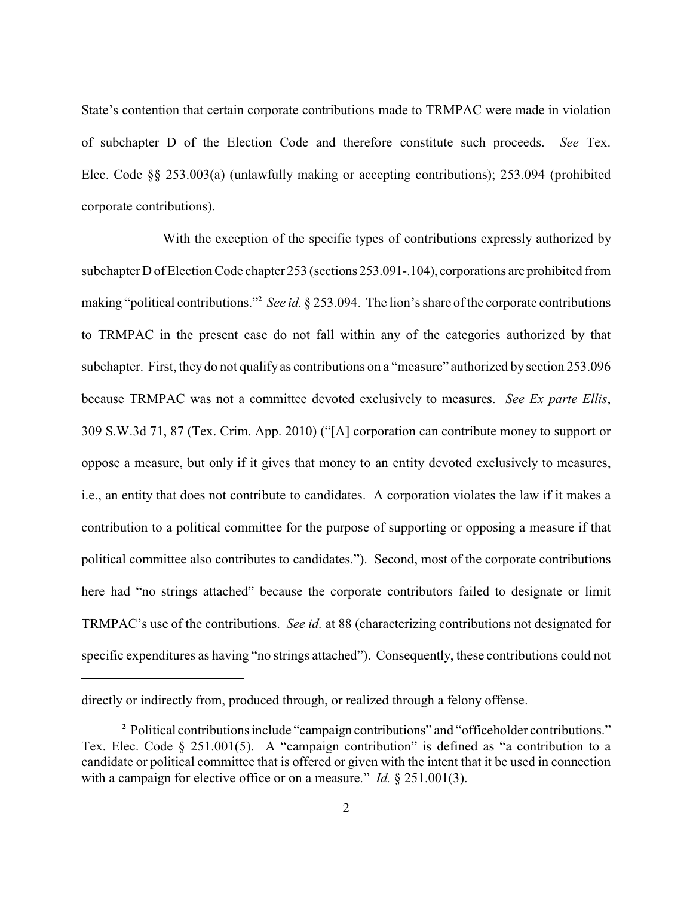State's contention that certain corporate contributions made to TRMPAC were made in violation of subchapter D of the Election Code and therefore constitute such proceeds. *See* Tex. Elec. Code §§ 253.003(a) (unlawfully making or accepting contributions); 253.094 (prohibited corporate contributions).

With the exception of the specific types of contributions expressly authorized by subchapter D of Election Code chapter 253 (sections 253.091-.104), corporations are prohibited from making "political contributions."[2] *See id.* § 253.094. The lion's share of the corporate contributions to TRMPAC in the present case do not fall within any of the categories authorized by that subchapter. First, they do not qualify as contributions on a "measure" authorized by section 253.096 because TRMPAC was not a committee devoted exclusively to measures. *See Ex parte Ellis*, 309 S.W.3d 71, 87 (Tex. Crim. App. 2010) ("[A] corporation can contribute money to support or oppose a measure, but only if it gives that money to an entity devoted exclusively to measures, i.e., an entity that does not contribute to candidates. A corporation violates the law if it makes a contribution to a political committee for the purpose of supporting or opposing a measure if that political committee also contributes to candidates."). Second, most of the corporate contributions here had "no strings attached" because the corporate contributors failed to designate or limit TRMPAC's use of the contributions. *See id.* at 88 (characterizing contributions not designated for specific expenditures as having "no strings attached"). Consequently, these contributions could not

---

directly or indirectly from, produced through, or realized through a felony offense.

[2] Political contributions include "campaign contributions" and "officeholder contributions." Tex. Elec. Code § 251.001(5). A "campaign contribution" is defined as "a contribution to a candidate or political committee that is offered or given with the intent that it be used in connection with a campaign for elective office or on a measure." *Id.* § 251.001(3).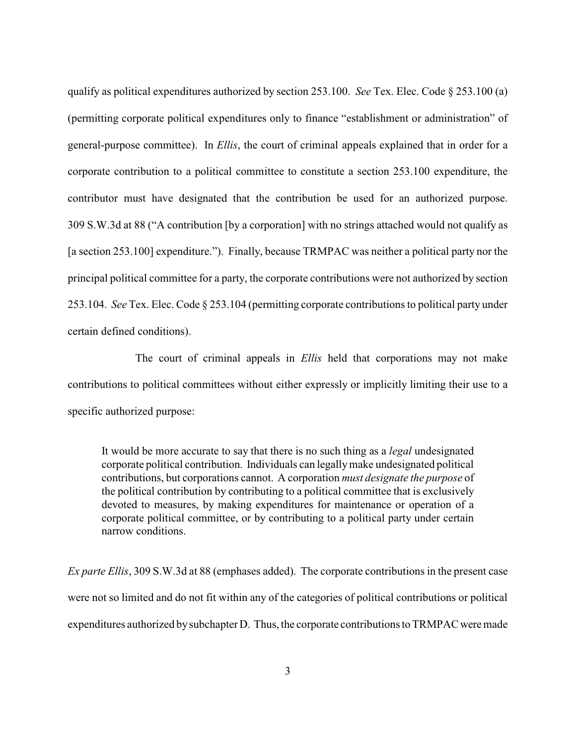qualify as political expenditures authorized by section 253.100. *See* Tex. Elec. Code § 253.100 (a) (permitting corporate political expenditures only to finance "establishment or administration" of general-purpose committee). In *Ellis*, the court of criminal appeals explained that in order for a corporate contribution to a political committee to constitute a section 253.100 expenditure, the contributor must have designated that the contribution be used for an authorized purpose. 309 S.W.3d at 88 ("A contribution [by a corporation] with no strings attached would not qualify as [a section 253.100] expenditure."). Finally, because TRMPAC was neither a political party nor the principal political committee for a party, the corporate contributions were not authorized by section 253.104. *See* Tex. Elec. Code § 253.104 (permitting corporate contributions to political party under certain defined conditions).

The court of criminal appeals in *Ellis* held that corporations may not make contributions to political committees without either expressly or implicitly limiting their use to a specific authorized purpose:

> It would be more accurate to say that there is no such thing as a *legal* undesignated corporate political contribution. Individuals can legally make undesignated political contributions, but corporations cannot. A corporation *must designate the purpose* of the political contribution by contributing to a political committee that is exclusively devoted to measures, by making expenditures for maintenance or operation of a corporate political committee, or by contributing to a political party under certain narrow conditions.

*Ex parte Ellis*, 309 S.W.3d at 88 (emphases added). The corporate contributions in the present case were not so limited and do not fit within any of the categories of political contributions or political expenditures authorized by subchapter D. Thus, the corporate contributions to TRMPAC were made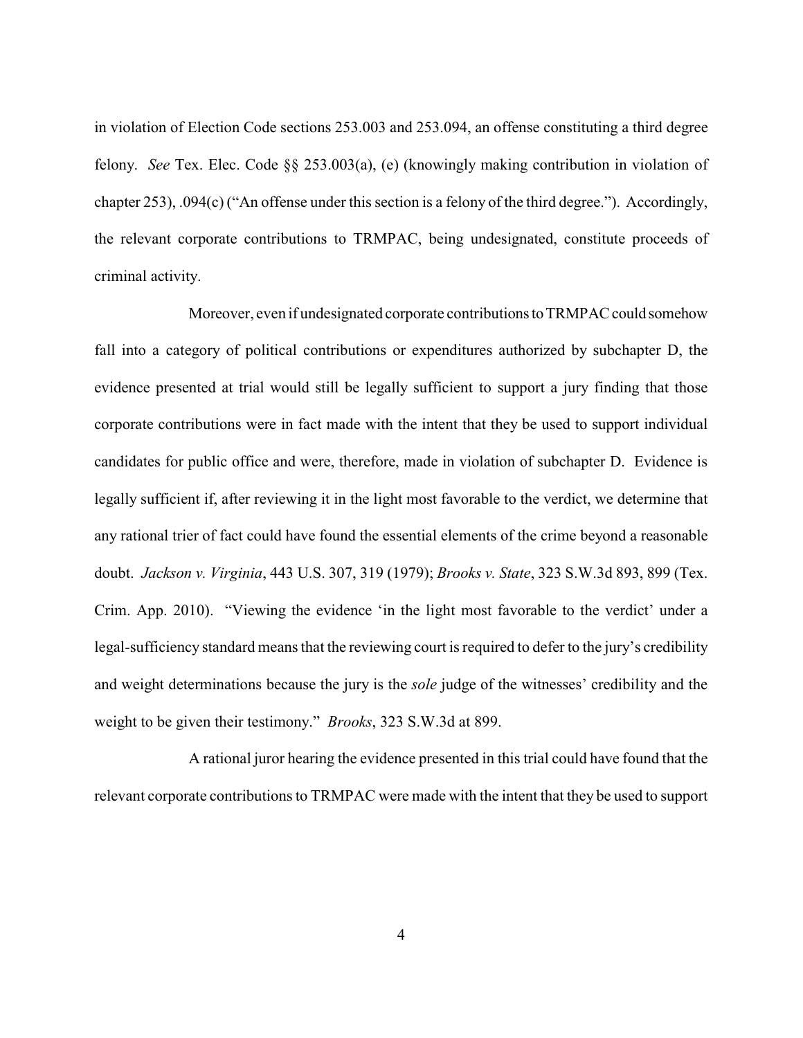in violation of Election Code sections 253.003 and 253.094, an offense constituting a third degree felony. *See* Tex. Elec. Code §§ 253.003(a), (e) (knowingly making contribution in violation of chapter 253), .094(c) ("An offense under this section is a felony of the third degree."). Accordingly, the relevant corporate contributions to TRMPAC, being undesignated, constitute proceeds of criminal activity.

Moreover, even if undesignated corporate contributions to TRMPAC could somehow fall into a category of political contributions or expenditures authorized by subchapter D, the evidence presented at trial would still be legally sufficient to support a jury finding that those corporate contributions were in fact made with the intent that they be used to support individual candidates for public office and were, therefore, made in violation of subchapter D. Evidence is legally sufficient if, after reviewing it in the light most favorable to the verdict, we determine that any rational trier of fact could have found the essential elements of the crime beyond a reasonable doubt. *Jackson v. Virginia*, 443 U.S. 307, 319 (1979); *Brooks v. State*, 323 S.W.3d 893, 899 (Tex. Crim. App. 2010). "Viewing the evidence 'in the light most favorable to the verdict' under a legal-sufficiency standard means that the reviewing court is required to defer to the jury's credibility and weight determinations because the jury is the *sole* judge of the witnesses' credibility and the weight to be given their testimony." *Brooks*, 323 S.W.3d at 899.

A rational juror hearing the evidence presented in this trial could have found that the relevant corporate contributions to TRMPAC were made with the intent that they be used to support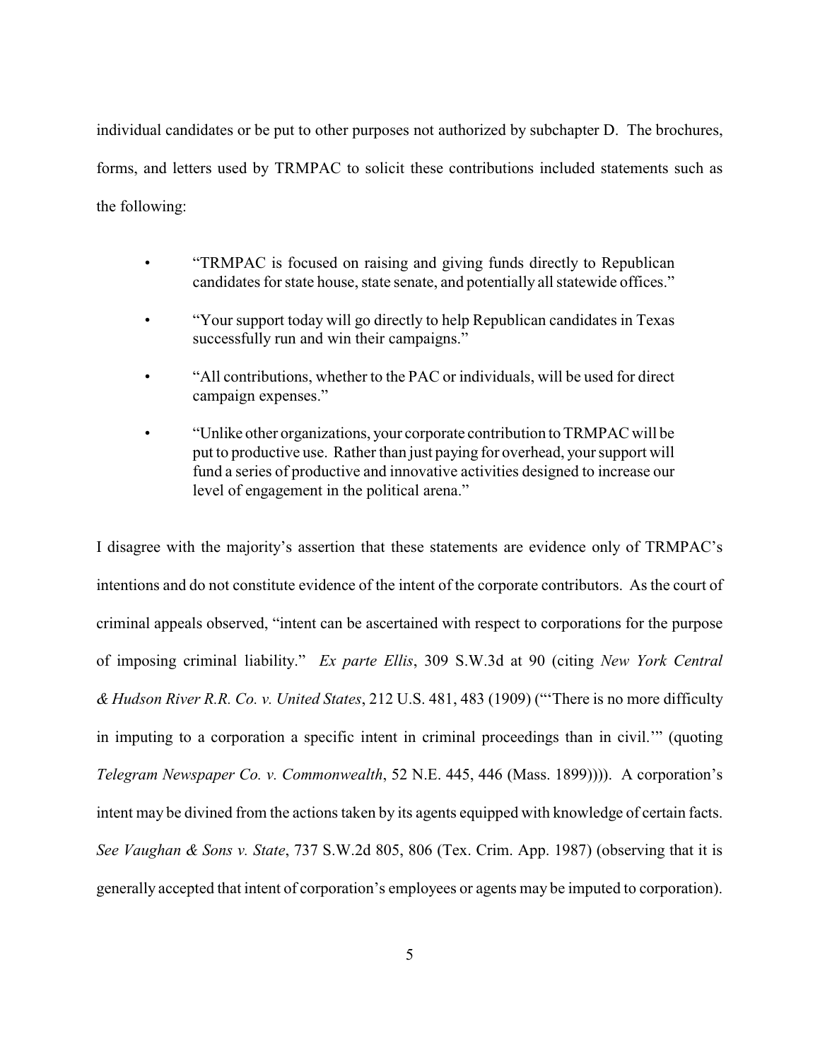individual candidates or be put to other purposes not authorized by subchapter D. The brochures, forms, and letters used by TRMPAC to solicit these contributions included statements such as the following:

- "TRMPAC is focused on raising and giving funds directly to Republican candidates for state house, state senate, and potentially all statewide offices."
- "Your support today will go directly to help Republican candidates in Texas successfully run and win their campaigns."
- "All contributions, whether to the PAC or individuals, will be used for direct campaign expenses."
- "Unlike other organizations, your corporate contribution to TRMPAC will be put to productive use. Rather than just paying for overhead, your support will fund a series of productive and innovative activities designed to increase our level of engagement in the political arena."

I disagree with the majority's assertion that these statements are evidence only of TRMPAC's intentions and do not constitute evidence of the intent of the corporate contributors. As the court of criminal appeals observed, "intent can be ascertained with respect to corporations for the purpose of imposing criminal liability." *Ex parte Ellis*, 309 S.W.3d at 90 (citing *New York Central & Hudson River R.R. Co. v. United States*, 212 U.S. 481, 483 (1909) ("'There is no more difficulty in imputing to a corporation a specific intent in criminal proceedings than in civil.'" (quoting *Telegram Newspaper Co. v. Commonwealth*, 52 N.E. 445, 446 (Mass. 1899)))). A corporation's intent may be divined from the actions taken by its agents equipped with knowledge of certain facts. *See Vaughan & Sons v. State*, 737 S.W.2d 805, 806 (Tex. Crim. App. 1987) (observing that it is generally accepted that intent of corporation's employees or agents may be imputed to corporation).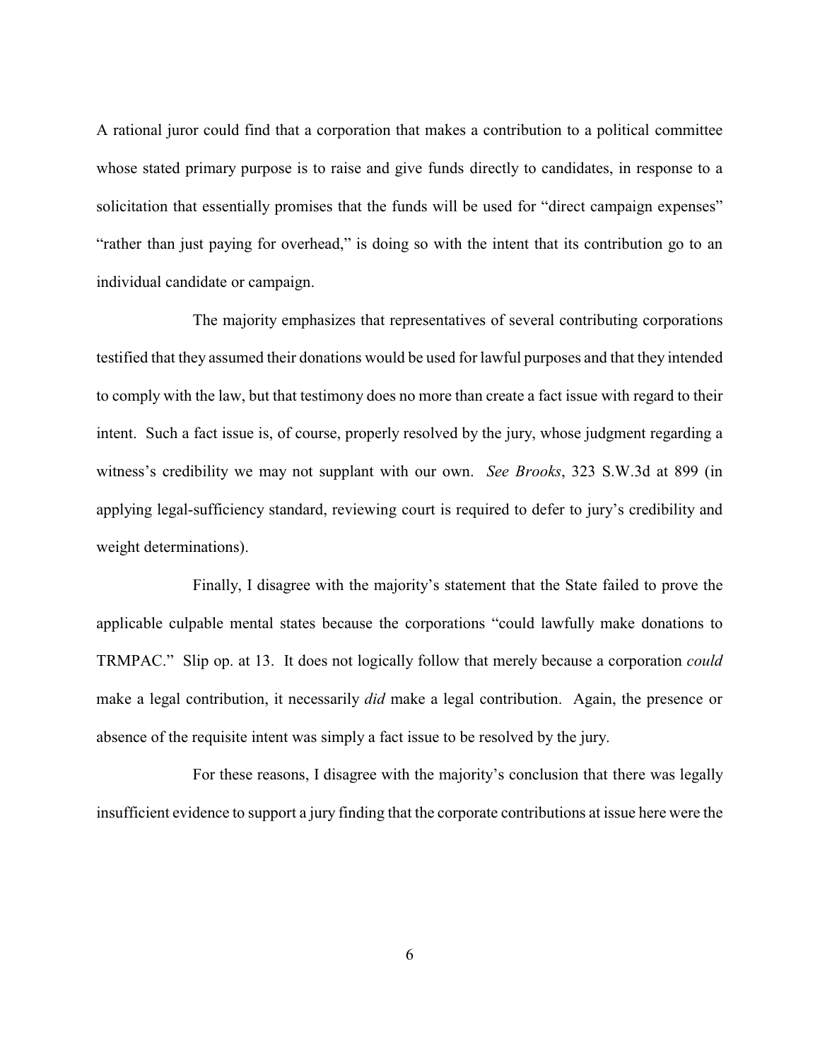A rational juror could find that a corporation that makes a contribution to a political committee whose stated primary purpose is to raise and give funds directly to candidates, in response to a solicitation that essentially promises that the funds will be used for "direct campaign expenses" "rather than just paying for overhead," is doing so with the intent that its contribution go to an individual candidate or campaign.

The majority emphasizes that representatives of several contributing corporations testified that they assumed their donations would be used for lawful purposes and that they intended to comply with the law, but that testimony does no more than create a fact issue with regard to their intent. Such a fact issue is, of course, properly resolved by the jury, whose judgment regarding a witness's credibility we may not supplant with our own. *See Brooks*, 323 S.W.3d at 899 (in applying legal-sufficiency standard, reviewing court is required to defer to jury's credibility and weight determinations).

Finally, I disagree with the majority's statement that the State failed to prove the applicable culpable mental states because the corporations "could lawfully make donations to TRMPAC." Slip op. at 13. It does not logically follow that merely because a corporation *could* make a legal contribution, it necessarily *did* make a legal contribution. Again, the presence or absence of the requisite intent was simply a fact issue to be resolved by the jury.

For these reasons, I disagree with the majority's conclusion that there was legally insufficient evidence to support a jury finding that the corporate contributions at issue here were the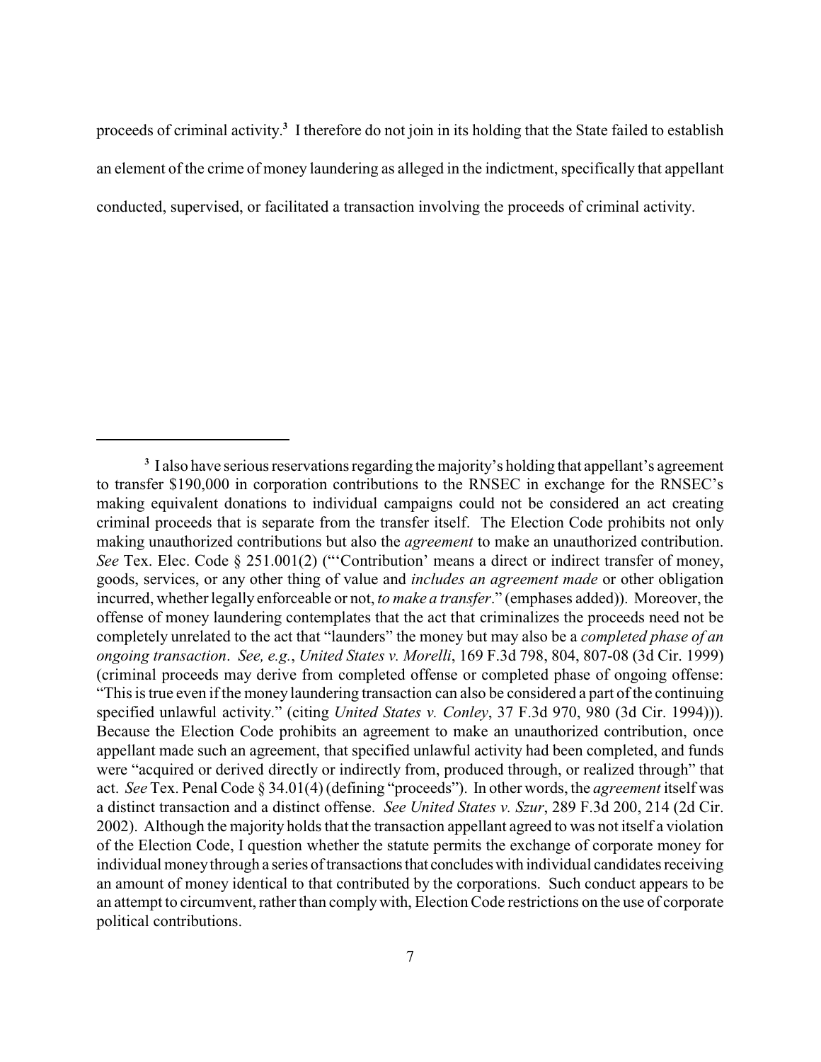proceeds of criminal activity.[3] I therefore do not join in its holding that the State failed to establish an element of the crime of money laundering as alleged in the indictment, specifically that appellant conducted, supervised, or facilitated a transaction involving the proceeds of criminal activity.

---

[3] I also have serious reservations regarding the majority's holding that appellant's agreement to transfer $190,000 in corporation contributions to the RNSEC in exchange for the RNSEC's making equivalent donations to individual campaigns could not be considered an act creating criminal proceeds that is separate from the transfer itself. The Election Code prohibits not only making unauthorized contributions but also the *agreement* to make an unauthorized contribution. *See* Tex. Elec. Code § 251.001(2) ("'Contribution' means a direct or indirect transfer of money, goods, services, or any other thing of value and *includes an agreement made* or other obligation incurred, whether legally enforceable or not, *to make a transfer*." (emphases added)). Moreover, the offense of money laundering contemplates that the act that criminalizes the proceeds need not be completely unrelated to the act that "launders" the money but may also be a *completed phase of an ongoing transaction*. *See, e.g.*, *United States v. Morelli*, 169 F.3d 798, 804, 807-08 (3d Cir. 1999) (criminal proceeds may derive from completed offense or completed phase of ongoing offense: "This is true even if the money laundering transaction can also be considered a part of the continuing specified unlawful activity." (citing *United States v. Conley*, 37 F.3d 970, 980 (3d Cir. 1994))). Because the Election Code prohibits an agreement to make an unauthorized contribution, once appellant made such an agreement, that specified unlawful activity had been completed, and funds were "acquired or derived directly or indirectly from, produced through, or realized through" that act. *See* Tex. Penal Code § 34.01(4) (defining "proceeds"). In other words, the *agreement* itself was a distinct transaction and a distinct offense. *See United States v. Szur*, 289 F.3d 200, 214 (2d Cir. 2002). Although the majority holds that the transaction appellant agreed to was not itself a violation of the Election Code, I question whether the statute permits the exchange of corporate money for individual money through a series of transactions that concludes with individual candidates receiving an amount of money identical to that contributed by the corporations. Such conduct appears to be an attempt to circumvent, rather than comply with, Election Code restrictions on the use of corporate political contributions.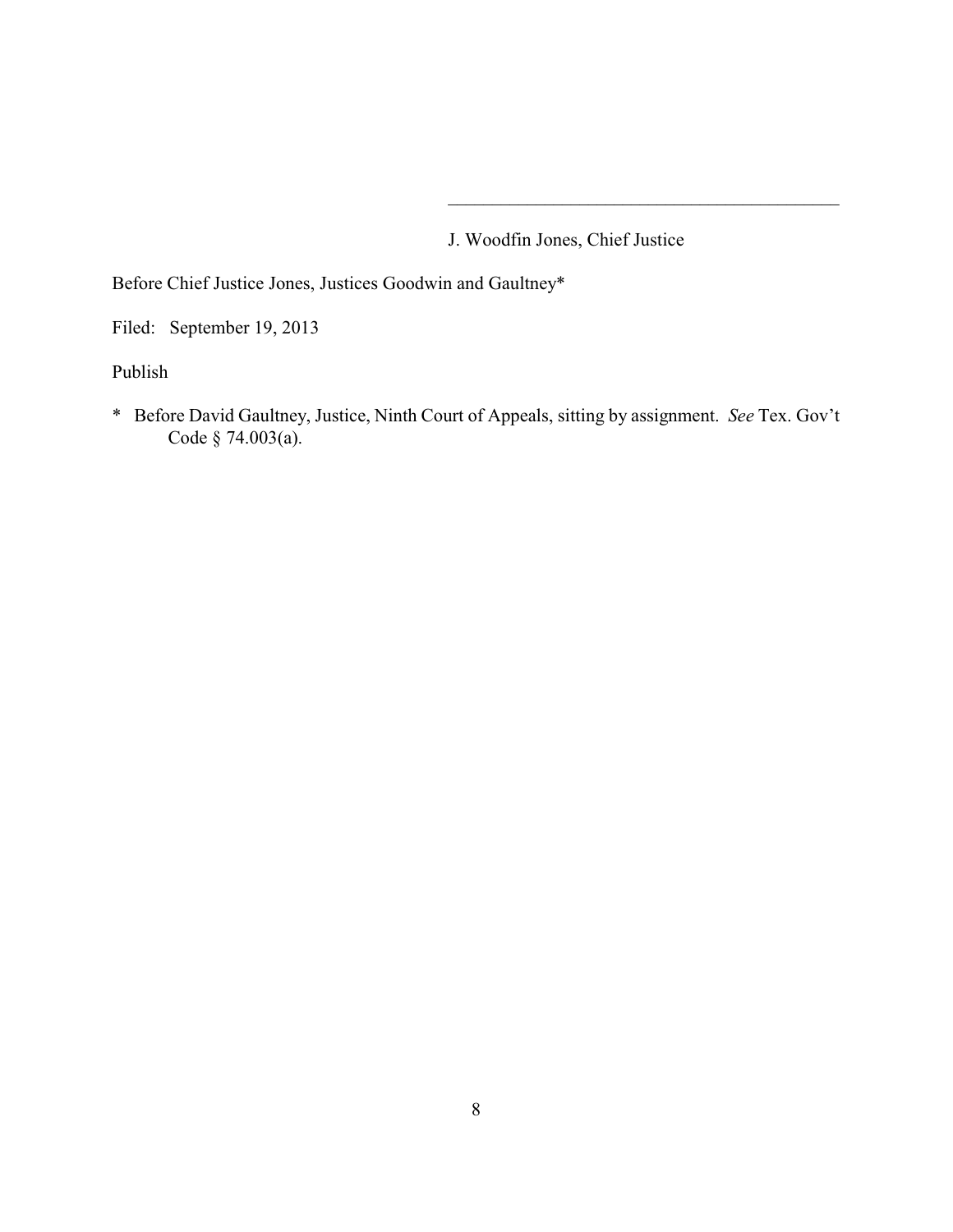\_\_\_\_\_\_\_\_\_\_\_\_\_\_\_\_\_\_\_\_\_\_\_\_\_\_\_\_\_\_\_\_\_\_\_\_\_\_\_\_\_\_\_\_\_

J. Woodfin Jones, Chief Justice

Before Chief Justice Jones, Justices Goodwin and Gaultney*

Filed: September 19, 2013

Publish

\* Before David Gaultney, Justice, Ninth Court of Appeals, sitting by assignment. *See* Tex. Gov't Code § 74.003(a).